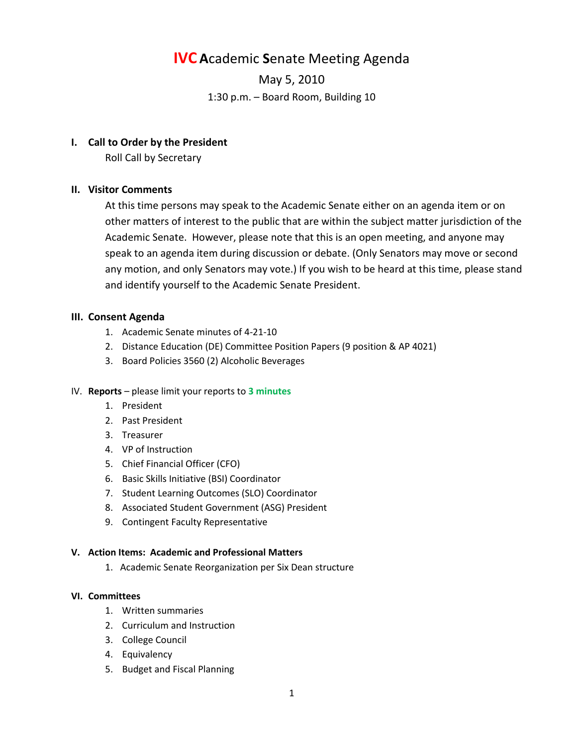# IVC Academic Senate Meeting Agenda

May 5, 2010

1:30 p.m. – Board Room, Building 10

## I. Call to Order by the President

Roll Call by Secretary

## II. Visitor Comments

At this time persons may speak to the Academic Senate either on an agenda item or on other matters of interest to the public that are within the subject matter jurisdiction of the Academic Senate. However, please note that this is an open meeting, and anyone may speak to an agenda item during discussion or debate. (Only Senators may move or second any motion, and only Senators may vote.) If you wish to be heard at this time, please stand and identify yourself to the Academic Senate President.

## III. Consent Agenda

1. Academic Senate minutes of 4-21-10
2. Distance Education (DE) Committee Position Papers (9 position & AP 4021)
3. Board Policies 3560 (2) Alcoholic Beverages

## IV. **Reports** – please limit your reports to **3 minutes**

1. President
2. Past President
3. Treasurer
4. VP of Instruction
5. Chief Financial Officer (CFO)
6. Basic Skills Initiative (BSI) Coordinator
7. Student Learning Outcomes (SLO) Coordinator
8. Associated Student Government (ASG) President
9. Contingent Faculty Representative

## V. Action Items: Academic and Professional Matters

1. Academic Senate Reorganization per Six Dean structure

## VI. Committees

1. Written summaries
2. Curriculum and Instruction
3. College Council
4. Equivalency
5. Budget and Fiscal Planning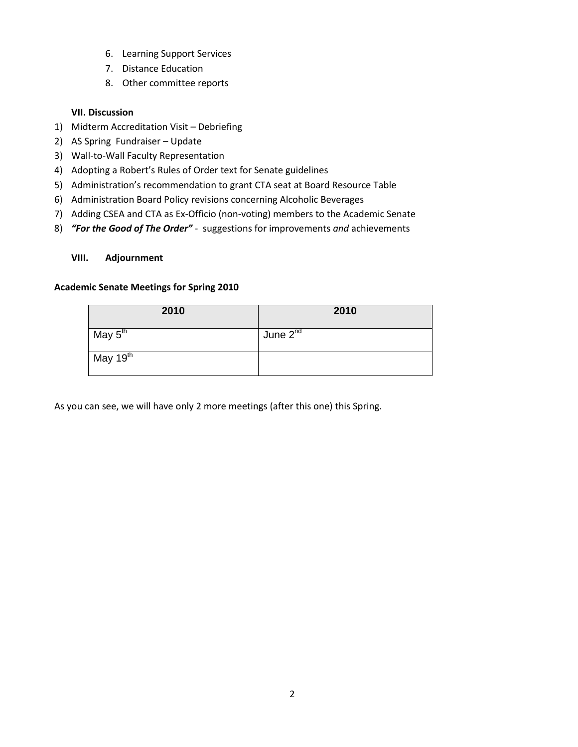6. Learning Support Services
7. Distance Education
8. Other committee reports

**VII. Discussion**

1) Midterm Accreditation Visit – Debriefing
2) AS Spring Fundraiser – Update
3) Wall-to-Wall Faculty Representation
4) Adopting a Robert's Rules of Order text for Senate guidelines
5) Administration's recommendation to grant CTA seat at Board Resource Table
6) Administration Board Policy revisions concerning Alcoholic Beverages
7) Adding CSEA and CTA as Ex-Officio (non-voting) members to the Academic Senate
8) ***"For the Good of The Order"*** - suggestions for improvements *and* achievements

**VIII. Adjournment**

**Academic Senate Meetings for Spring 2010**

| 2010 | 2010 |
|---|---|
| May 5th | June 2nd |
| May 19th | |

As you can see, we will have only 2 more meetings (after this one) this Spring.